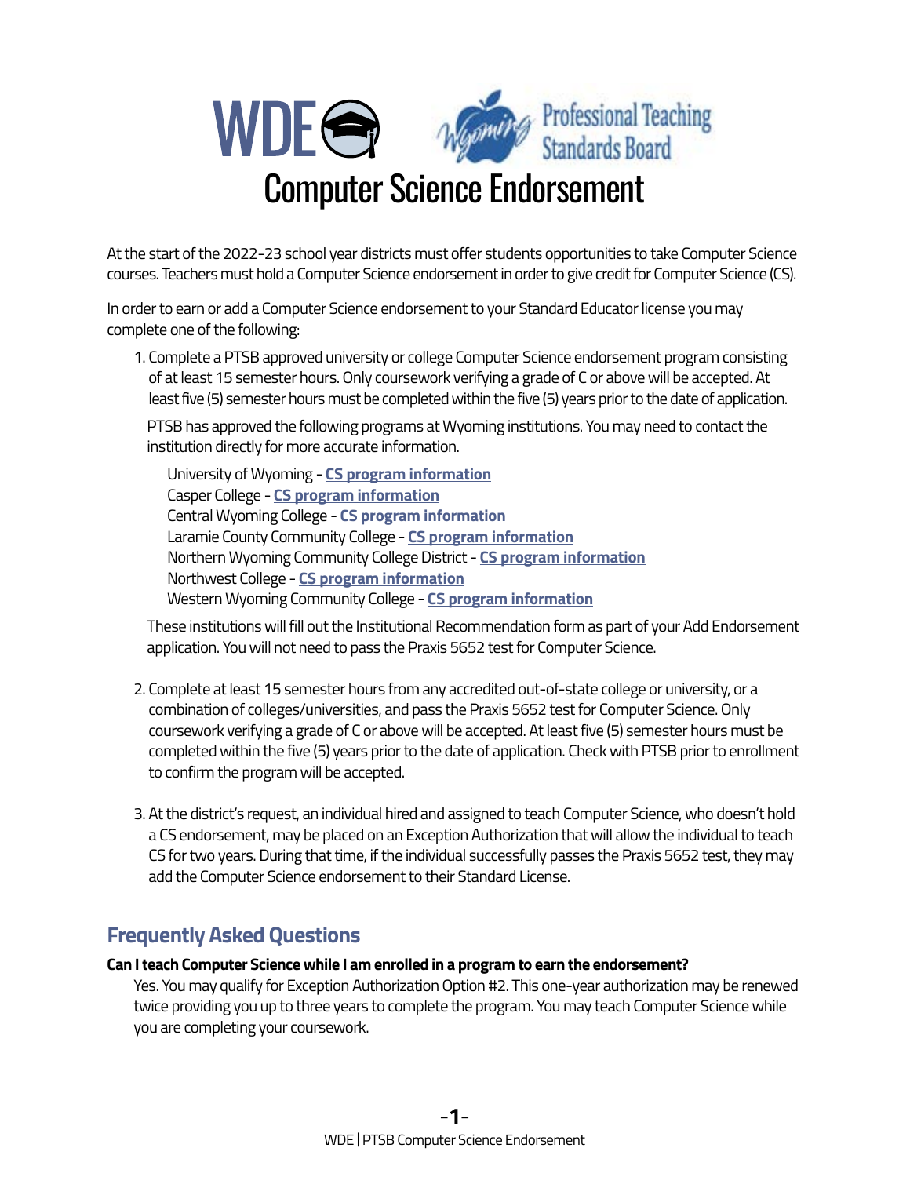# Computer Science Endorsement

At the start of the 2022-23 school year districts must offer students opportunities to take Computer Science courses. Teachers must hold a Computer Science endorsement in order to give credit for Computer Science (CS).

In order to earn or add a Computer Science endorsement to your Standard Educator license you may complete one of the following:

1. Complete a PTSB approved university or college Computer Science endorsement program consisting of at least 15 semester hours. Only coursework verifying a grade of C or above will be accepted. At least five (5) semester hours must be completed within the five (5) years prior to the date of application.

   PTSB has approved the following programs at Wyoming institutions. You may need to contact the institution directly for more accurate information.

   University of Wyoming - **CS program information**
   Casper College - **CS program information**
   Central Wyoming College - **CS program information**
   Laramie County Community College - **CS program information**
   Northern Wyoming Community College District - **CS program information**
   Northwest College - **CS program information**
   Western Wyoming Community College - **CS program information**

   These institutions will fill out the Institutional Recommendation form as part of your Add Endorsement application. You will not need to pass the Praxis 5652 test for Computer Science.

2. Complete at least 15 semester hours from any accredited out-of-state college or university, or a combination of colleges/universities, and pass the Praxis 5652 test for Computer Science. Only coursework verifying a grade of C or above will be accepted. At least five (5) semester hours must be completed within the five (5) years prior to the date of application. Check with PTSB prior to enrollment to confirm the program will be accepted.

3. At the district's request, an individual hired and assigned to teach Computer Science, who doesn't hold a CS endorsement, may be placed on an Exception Authorization that will allow the individual to teach CS for two years. During that time, if the individual successfully passes the Praxis 5652 test, they may add the Computer Science endorsement to their Standard License.

## Frequently Asked Questions

**Can I teach Computer Science while I am enrolled in a program to earn the endorsement?**

Yes. You may qualify for Exception Authorization Option #2. This one-year authorization may be renewed twice providing you up to three years to complete the program. You may teach Computer Science while you are completing your coursework.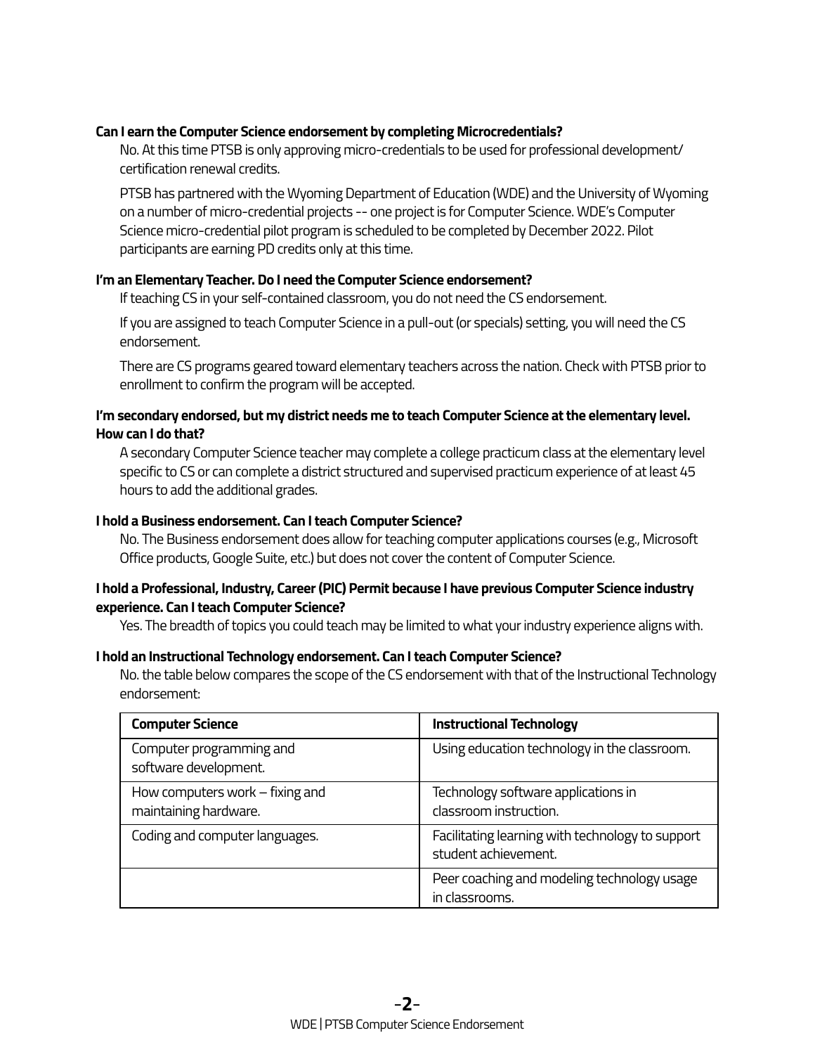**Can I earn the Computer Science endorsement by completing Microcredentials?**

No. At this time PTSB is only approving micro-credentials to be used for professional development/certification renewal credits.

PTSB has partnered with the Wyoming Department of Education (WDE) and the University of Wyoming on a number of micro-credential projects -- one project is for Computer Science. WDE's Computer Science micro-credential pilot program is scheduled to be completed by December 2022. Pilot participants are earning PD credits only at this time.

**I'm an Elementary Teacher. Do I need the Computer Science endorsement?**

If teaching CS in your self-contained classroom, you do not need the CS endorsement.

If you are assigned to teach Computer Science in a pull-out (or specials) setting, you will need the CS endorsement.

There are CS programs geared toward elementary teachers across the nation. Check with PTSB prior to enrollment to confirm the program will be accepted.

**I'm secondary endorsed, but my district needs me to teach Computer Science at the elementary level. How can I do that?**

A secondary Computer Science teacher may complete a college practicum class at the elementary level specific to CS or can complete a district structured and supervised practicum experience of at least 45 hours to add the additional grades.

**I hold a Business endorsement. Can I teach Computer Science?**

No. The Business endorsement does allow for teaching computer applications courses (e.g., Microsoft Office products, Google Suite, etc.) but does not cover the content of Computer Science.

**I hold a Professional, Industry, Career (PIC) Permit because I have previous Computer Science industry experience. Can I teach Computer Science?**

Yes. The breadth of topics you could teach may be limited to what your industry experience aligns with.

**I hold an Instructional Technology endorsement. Can I teach Computer Science?**

No. the table below compares the scope of the CS endorsement with that of the Instructional Technology endorsement:

| Computer Science | Instructional Technology |
|---|---|
| Computer programming and software development. | Using education technology in the classroom. |
| How computers work – fixing and maintaining hardware. | Technology software applications in classroom instruction. |
| Coding and computer languages. | Facilitating learning with technology to support student achievement. |
| | Peer coaching and modeling technology usage in classrooms. |